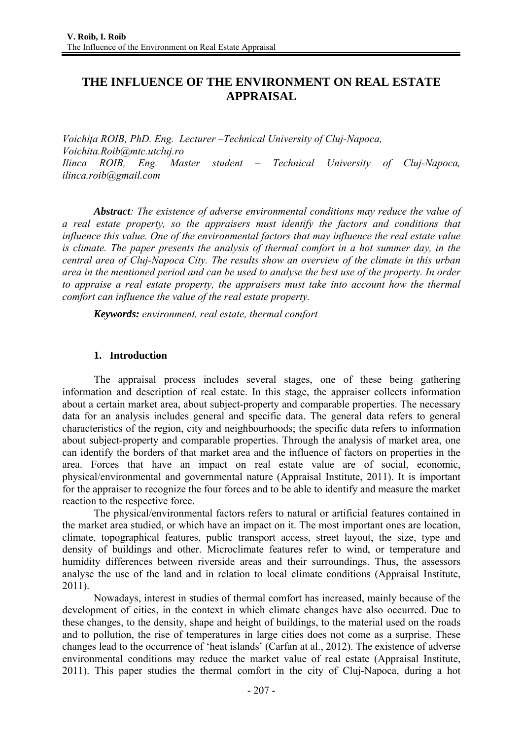# THE INFLUENCE OF THE ENVIRONMENT ON REAL ESTATE APPRAISAL

*Voichiţa ROIB, PhD. Eng. Lecturer –Technical University of Cluj-Napoca, Voichita.Roib@mtc.utcluj.ro*
*Ilinca ROIB, Eng. Master student – Technical University of Cluj-Napoca, ilinca.roib@gmail.com*

***Abstract**: The existence of adverse environmental conditions may reduce the value of a real estate property, so the appraisers must identify the factors and conditions that influence this value. One of the environmental factors that may influence the real estate value is climate. The paper presents the analysis of thermal comfort in a hot summer day, in the central area of Cluj-Napoca City. The results show an overview of the climate in this urban area in the mentioned period and can be used to analyse the best use of the property. In order to appraise a real estate property, the appraisers must take into account how the thermal comfort can influence the value of the real estate property.*

***Keywords:** environment, real estate, thermal comfort*

## 1. Introduction

The appraisal process includes several stages, one of these being gathering information and description of real estate. In this stage, the appraiser collects information about a certain market area, about subject-property and comparable properties. The necessary data for an analysis includes general and specific data. The general data refers to general characteristics of the region, city and neighbourhoods; the specific data refers to information about subject-property and comparable properties. Through the analysis of market area, one can identify the borders of that market area and the influence of factors on properties in the area. Forces that have an impact on real estate value are of social, economic, physical/environmental and governmental nature (Appraisal Institute, 2011). It is important for the appraiser to recognize the four forces and to be able to identify and measure the market reaction to the respective force.

The physical/environmental factors refers to natural or artificial features contained in the market area studied, or which have an impact on it. The most important ones are location, climate, topographical features, public transport access, street layout, the size, type and density of buildings and other. Microclimate features refer to wind, or temperature and humidity differences between riverside areas and their surroundings. Thus, the assessors analyse the use of the land and in relation to local climate conditions (Appraisal Institute, 2011).

Nowadays, interest in studies of thermal comfort has increased, mainly because of the development of cities, in the context in which climate changes have also occurred. Due to these changes, to the density, shape and height of buildings, to the material used on the roads and to pollution, the rise of temperatures in large cities does not come as a surprise. These changes lead to the occurrence of 'heat islands' (Carfan at al., 2012). The existence of adverse environmental conditions may reduce the market value of real estate (Appraisal Institute, 2011). This paper studies the thermal comfort in the city of Cluj-Napoca, during a hot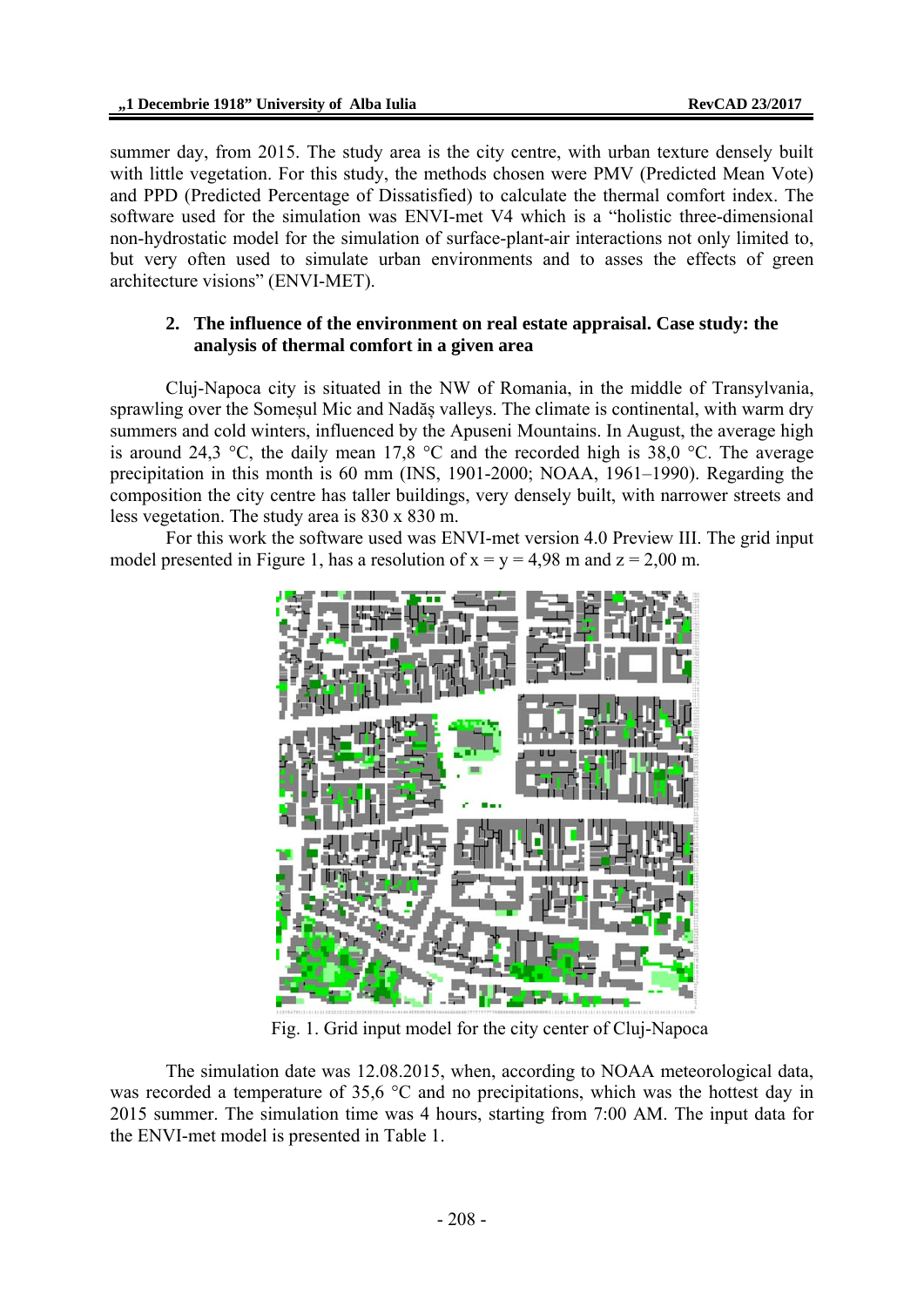summer day, from 2015. The study area is the city centre, with urban texture densely built with little vegetation. For this study, the methods chosen were PMV (Predicted Mean Vote) and PPD (Predicted Percentage of Dissatisfied) to calculate the thermal comfort index. The software used for the simulation was ENVI-met V4 which is a "holistic three-dimensional non-hydrostatic model for the simulation of surface-plant-air interactions not only limited to, but very often used to simulate urban environments and to asses the effects of green architecture visions" (ENVI-MET).

## 2. The influence of the environment on real estate appraisal. Case study: the analysis of thermal comfort in a given area

Cluj-Napoca city is situated in the NW of Romania, in the middle of Transylvania, sprawling over the Someșul Mic and Nadăș valleys. The climate is continental, with warm dry summers and cold winters, influenced by the Apuseni Mountains. In August, the average high is around 24,3 °C, the daily mean 17,8 °C and the recorded high is 38,0 °C. The average precipitation in this month is 60 mm (INS, 1901-2000; NOAA, 1961–1990). Regarding the composition the city centre has taller buildings, very densely built, with narrower streets and less vegetation. The study area is 830 x 830 m.

For this work the software used was ENVI-met version 4.0 Preview III. The grid input model presented in Figure 1, has a resolution of x = y = 4,98 m and z = 2,00 m.

Fig. 1. Grid input model for the city center of Cluj-Napoca

The simulation date was 12.08.2015, when, according to NOAA meteorological data, was recorded a temperature of 35,6 °C and no precipitations, which was the hottest day in 2015 summer. The simulation time was 4 hours, starting from 7:00 AM. The input data for the ENVI-met model is presented in Table 1.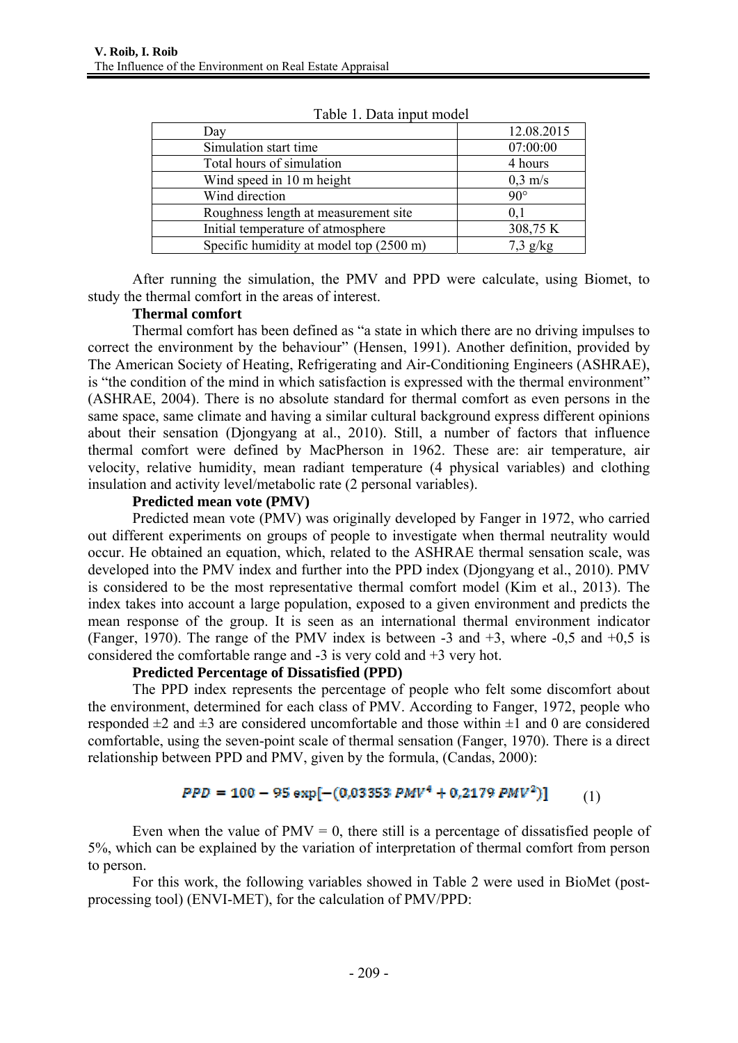Table 1. Data input model

| Day | 12.08.2015 |
|---|---|
| Simulation start time | 07:00:00 |
| Total hours of simulation | 4 hours |
| Wind speed in 10 m height | 0,3 m/s |
| Wind direction | 90° |
| Roughness length at measurement site | 0,1 |
| Initial temperature of atmosphere | 308,75 K |
| Specific humidity at model top (2500 m) | 7,3 g/kg |

After running the simulation, the PMV and PPD were calculate, using Biomet, to study the thermal comfort in the areas of interest.

**Thermal comfort**

Thermal comfort has been defined as "a state in which there are no driving impulses to correct the environment by the behaviour" (Hensen, 1991). Another definition, provided by The American Society of Heating, Refrigerating and Air-Conditioning Engineers (ASHRAE), is "the condition of the mind in which satisfaction is expressed with the thermal environment" (ASHRAE, 2004). There is no absolute standard for thermal comfort as even persons in the same space, same climate and having a similar cultural background express different opinions about their sensation (Djongyang at al., 2010). Still, a number of factors that influence thermal comfort were defined by MacPherson in 1962. These are: air temperature, air velocity, relative humidity, mean radiant temperature (4 physical variables) and clothing insulation and activity level/metabolic rate (2 personal variables).

**Predicted mean vote (PMV)**

Predicted mean vote (PMV) was originally developed by Fanger in 1972, who carried out different experiments on groups of people to investigate when thermal neutrality would occur. He obtained an equation, which, related to the ASHRAE thermal sensation scale, was developed into the PMV index and further into the PPD index (Djongyang et al., 2010). PMV is considered to be the most representative thermal comfort model (Kim et al., 2013). The index takes into account a large population, exposed to a given environment and predicts the mean response of the group. It is seen as an international thermal environment indicator (Fanger, 1970). The range of the PMV index is between -3 and +3, where -0,5 and +0,5 is considered the comfortable range and -3 is very cold and +3 very hot.

**Predicted Percentage of Dissatisfied (PPD)**

The PPD index represents the percentage of people who felt some discomfort about the environment, determined for each class of PMV. According to Fanger, 1972, people who responded ±2 and ±3 are considered uncomfortable and those within ±1 and 0 are considered comfortable, using the seven-point scale of thermal sensation (Fanger, 1970). There is a direct relationship between PPD and PMV, given by the formula, (Candas, 2000):

$$PPD = 100 - 95 \exp[-(0{,}03353\ PMV^4 + 0{,}2179\ PMV^2)] \qquad (1)$$

Even when the value of PMV = 0, there still is a percentage of dissatisfied people of 5%, which can be explained by the variation of interpretation of thermal comfort from person to person.

For this work, the following variables showed in Table 2 were used in BioMet (post-processing tool) (ENVI-MET), for the calculation of PMV/PPD: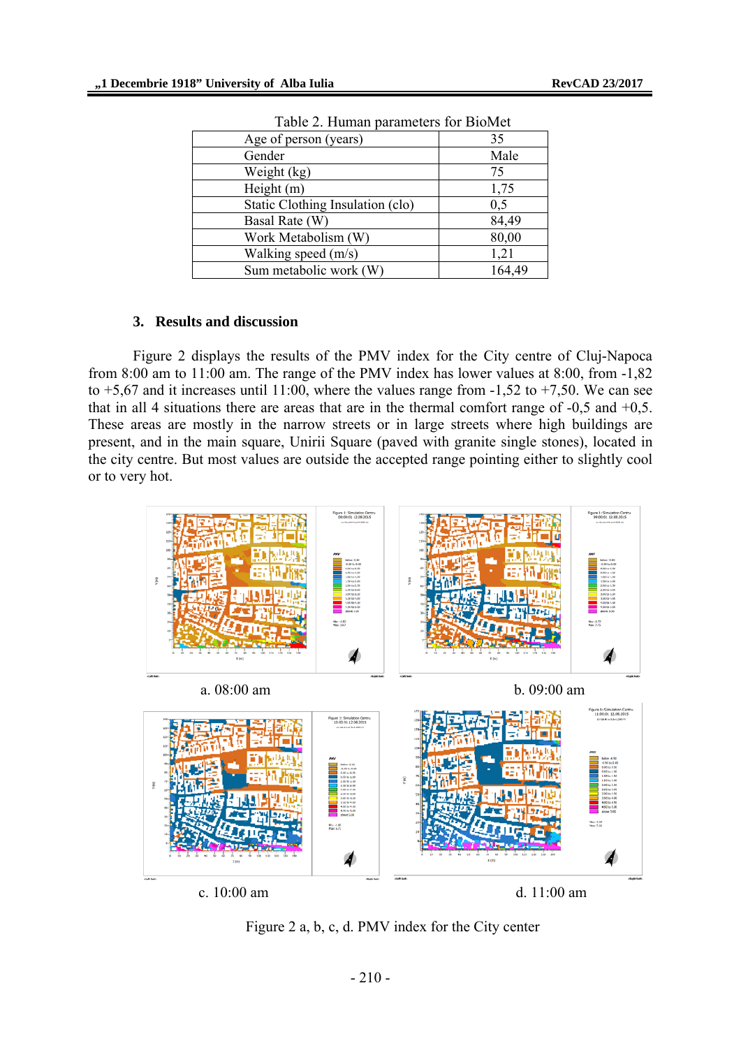Table 2. Human parameters for BioMet

| Parameter | Value |
|---|---|
| Age of person (years) | 35 |
| Gender | Male |
| Weight (kg) | 75 |
| Height (m) | 1,75 |
| Static Clothing Insulation (clo) | 0,5 |
| Basal Rate (W) | 84,49 |
| Work Metabolism (W) | 80,00 |
| Walking speed (m/s) | 1,21 |
| Sum metabolic work (W) | 164,49 |

## 3. Results and discussion

Figure 2 displays the results of the PMV index for the City centre of Cluj-Napoca from 8:00 am to 11:00 am. The range of the PMV index has lower values at 8:00, from -1,82 to +5,67 and it increases until 11:00, where the values range from -1,52 to +7,50. We can see that in all 4 situations there are areas that are in the thermal comfort range of -0,5 and +0,5. These areas are mostly in the narrow streets or in large streets where high buildings are present, and in the main square, Unirii Square (paved with granite single stones), located in the city centre. But most values are outside the accepted range pointing either to slightly cool or to very hot.

a. 08:00 am

b. 09:00 am

c. 10:00 am

d. 11:00 am

Figure 2 a, b, c, d. PMV index for the City center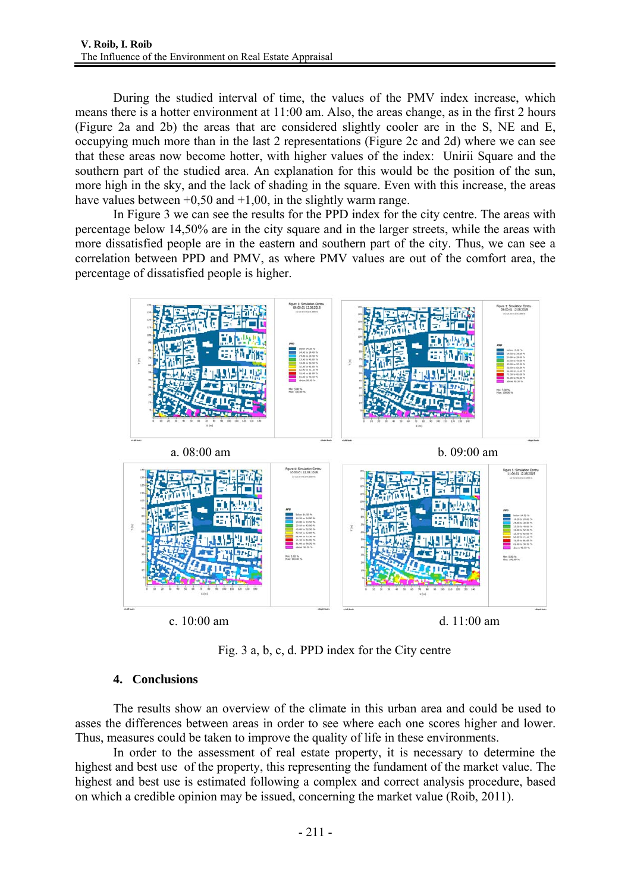During the studied interval of time, the values of the PMV index increase, which means there is a hotter environment at 11:00 am. Also, the areas change, as in the first 2 hours (Figure 2a and 2b) the areas that are considered slightly cooler are in the S, NE and E, occupying much more than in the last 2 representations (Figure 2c and 2d) where we can see that these areas now become hotter, with higher values of the index: Unirii Square and the southern part of the studied area. An explanation for this would be the position of the sun, more high in the sky, and the lack of shading in the square. Even with this increase, the areas have values between +0,50 and +1,00, in the slightly warm range.

In Figure 3 we can see the results for the PPD index for the city centre. The areas with percentage below 14,50% are in the city square and in the larger streets, while the areas with more dissatisfied people are in the eastern and southern part of the city. Thus, we can see a correlation between PPD and PMV, as where PMV values are out of the comfort area, the percentage of dissatisfied people is higher.

a. 08:00 am

b. 09:00 am

c. 10:00 am

d. 11:00 am

Fig. 3 a, b, c, d. PPD index for the City centre

## 4. Conclusions

The results show an overview of the climate in this urban area and could be used to asses the differences between areas in order to see where each one scores higher and lower. Thus, measures could be taken to improve the quality of life in these environments.

In order to the assessment of real estate property, it is necessary to determine the highest and best use of the property, this representing the fundament of the market value. The highest and best use is estimated following a complex and correct analysis procedure, based on which a credible opinion may be issued, concerning the market value (Roib, 2011).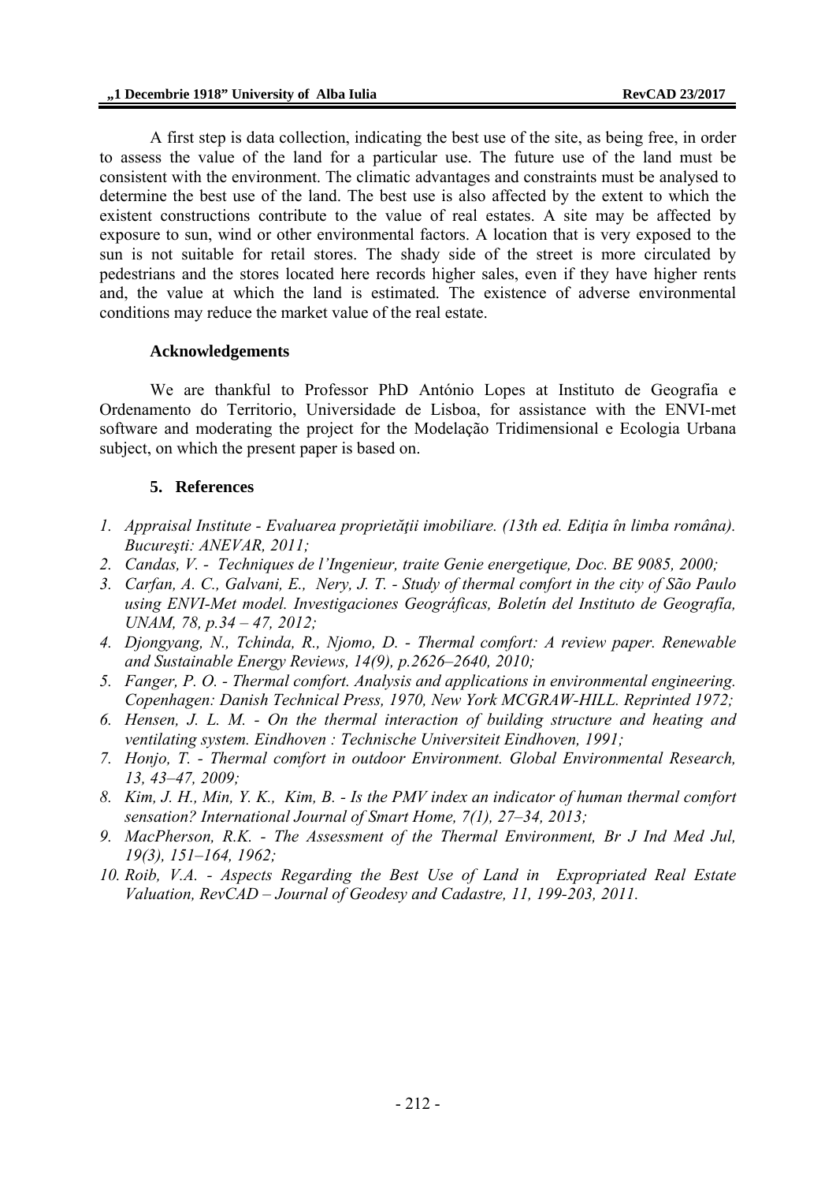A first step is data collection, indicating the best use of the site, as being free, in order to assess the value of the land for a particular use. The future use of the land must be consistent with the environment. The climatic advantages and constraints must be analysed to determine the best use of the land. The best use is also affected by the extent to which the existent constructions contribute to the value of real estates. A site may be affected by exposure to sun, wind or other environmental factors. A location that is very exposed to the sun is not suitable for retail stores. The shady side of the street is more circulated by pedestrians and the stores located here records higher sales, even if they have higher rents and, the value at which the land is estimated. The existence of adverse environmental conditions may reduce the market value of the real estate.

### Acknowledgements

We are thankful to Professor PhD António Lopes at Instituto de Geografia e Ordenamento do Territorio, Universidade de Lisboa, for assistance with the ENVI-met software and moderating the project for the Modelação Tridimensional e Ecologia Urbana subject, on which the present paper is based on.

## 5. References

1. *Appraisal Institute - Evaluarea proprietăţii imobiliare. (13th ed. Ediţia în limba româna). Bucureşti: ANEVAR, 2011;*
2. *Candas, V. - Techniques de l'Ingenieur, traite Genie energetique, Doc. BE 9085, 2000;*
3. *Carfan, A. C., Galvani, E., Nery, J. T. - Study of thermal comfort in the city of São Paulo using ENVI-Met model. Investigaciones Geográficas, Boletín del Instituto de Geografía, UNAM, 78, p.34 – 47, 2012;*
4. *Djongyang, N., Tchinda, R., Njomo, D. - Thermal comfort: A review paper. Renewable and Sustainable Energy Reviews, 14(9), p.2626–2640, 2010;*
5. *Fanger, P. O. - Thermal comfort. Analysis and applications in environmental engineering. Copenhagen: Danish Technical Press, 1970, New York MCGRAW-HILL. Reprinted 1972;*
6. *Hensen, J. L. M. - On the thermal interaction of building structure and heating and ventilating system. Eindhoven : Technische Universiteit Eindhoven, 1991;*
7. *Honjo, T. - Thermal comfort in outdoor Environment. Global Environmental Research, 13, 43–47, 2009;*
8. *Kim, J. H., Min, Y. K., Kim, B. - Is the PMV index an indicator of human thermal comfort sensation? International Journal of Smart Home, 7(1), 27–34, 2013;*
9. *MacPherson, R.K. - The Assessment of the Thermal Environment, Br J Ind Med Jul, 19(3), 151–164, 1962;*
10. *Roib, V.A. - Aspects Regarding the Best Use of Land in Expropriated Real Estate Valuation, RevCAD – Journal of Geodesy and Cadastre, 11, 199-203, 2011.*